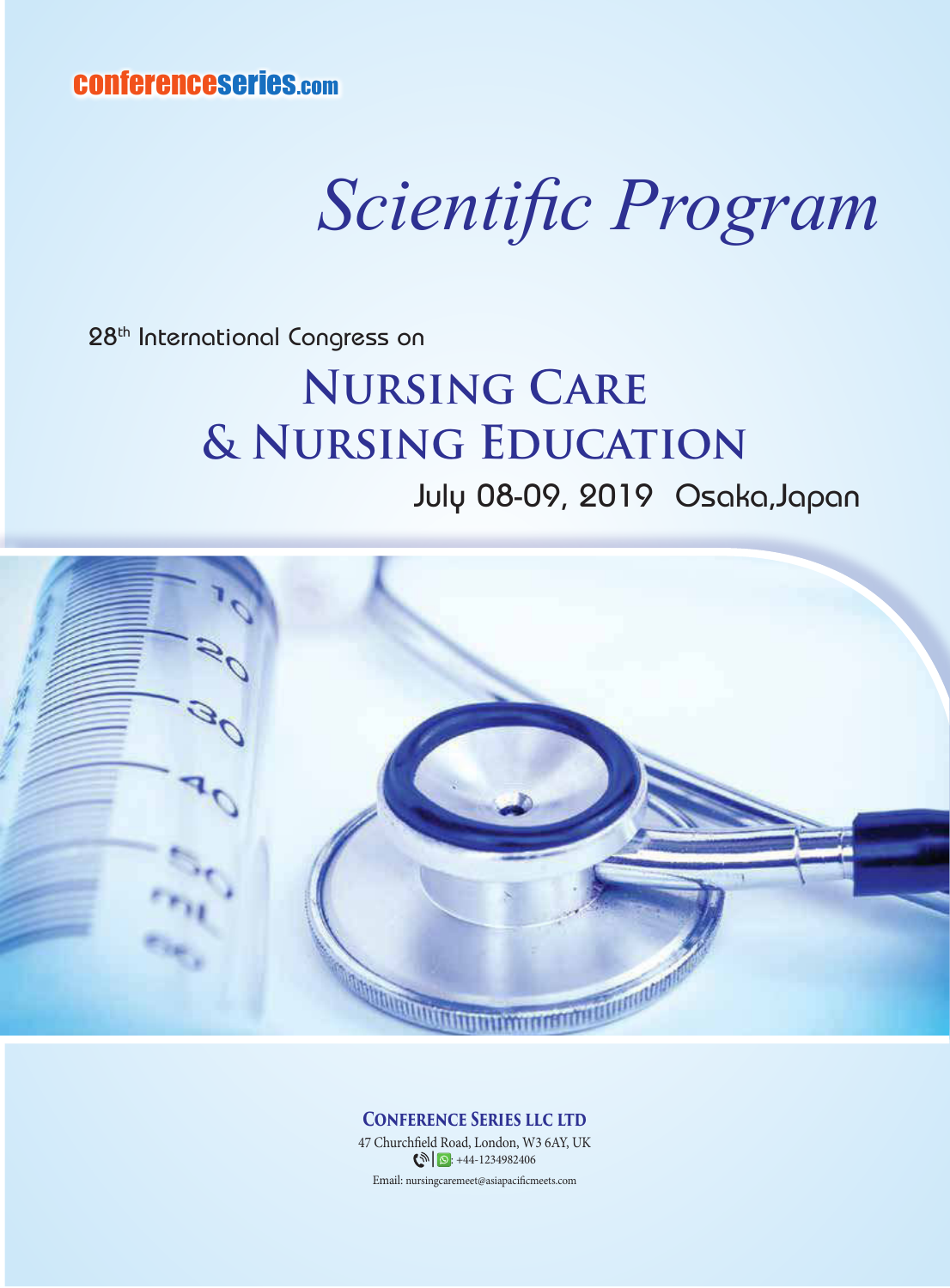conferenceseries.com

# Scientific Program

28th International Congress on

## Nursing Care & Nursing Education

July 08-09, 2019 Osaka,Japan

**Conference Series LLC Ltd**

47 Churchfield Road, London, W3 6AY, UK

: +44-1234982406

Email: nursingcaremeet@asiapacificmeets.com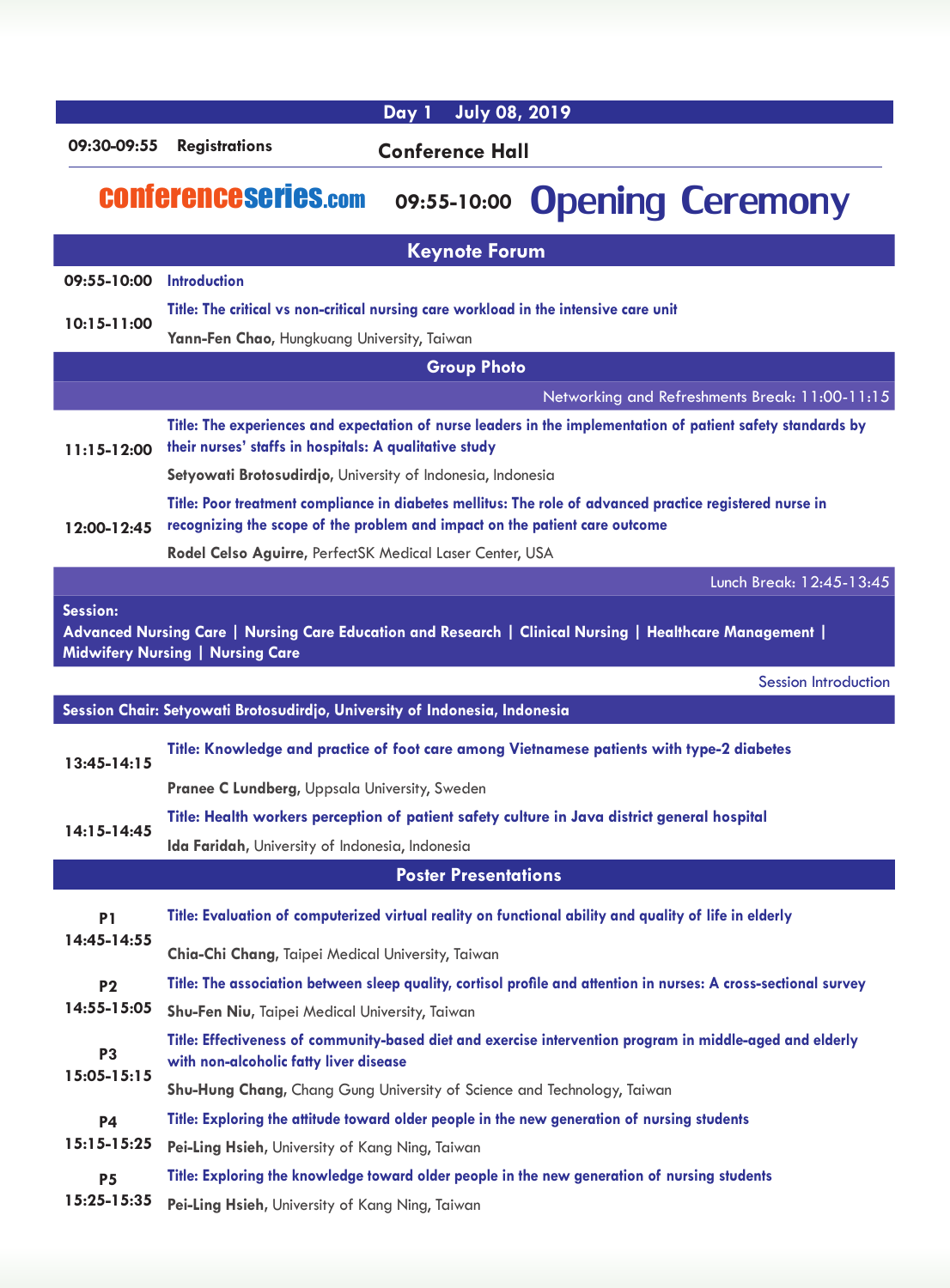## Day 1 July 08, 2019

**09:30-09:55** **Registrations**

**Conference Hall**

conferenceseries.com **09:55-10:00** **Opening Ceremony**

## Keynote Forum

**09:55-10:00** **Introduction**

**10:15-11:00**
**Title: The critical vs non-critical nursing care workload in the intensive care unit**
**Yann-Fen Chao**, Hungkuang University, Taiwan

## Group Photo

Networking and Refreshments Break: 11:00-11:15

**11:15-12:00**
**Title: The experiences and expectation of nurse leaders in the implementation of patient safety standards by their nurses' staffs in hospitals: A qualitative study**
**Setyowati Brotosudirdjo**, University of Indonesia, Indonesia

**12:00-12:45**
**Title: Poor treatment compliance in diabetes mellitus: The role of advanced practice registered nurse in recognizing the scope of the problem and impact on the patient care outcome**
**Rodel Celso Aguirre**, PerfectSK Medical Laser Center, USA

Lunch Break: 12:45-13:45

**Session:**
**Advanced Nursing Care | Nursing Care Education and Research | Clinical Nursing | Healthcare Management | Midwifery Nursing | Nursing Care**

Session Introduction

**Session Chair: Setyowati Brotosudirdjo, University of Indonesia, Indonesia**

**13:45-14:15**
**Title: Knowledge and practice of foot care among Vietnamese patients with type-2 diabetes**
**Pranee C Lundberg**, Uppsala University, Sweden

**14:15-14:45**
**Title: Health workers perception of patient safety culture in Java district general hospital**
**Ida Faridah**, University of Indonesia, Indonesia

## Poster Presentations

**P1 14:45-14:55**
**Title: Evaluation of computerized virtual reality on functional ability and quality of life in elderly**
**Chia-Chi Chang**, Taipei Medical University, Taiwan

**P2 14:55-15:05**
**Title: The association between sleep quality, cortisol profile and attention in nurses: A cross-sectional survey**
**Shu-Fen Niu**, Taipei Medical University, Taiwan

**P3 15:05-15:15**
**Title: Effectiveness of community-based diet and exercise intervention program in middle-aged and elderly with non-alcoholic fatty liver disease**
**Shu-Hung Chang**, Chang Gung University of Science and Technology, Taiwan

**P4 15:15-15:25**
**Title: Exploring the attitude toward older people in the new generation of nursing students**
**Pei-Ling Hsieh**, University of Kang Ning, Taiwan

**P5 15:25-15:35**
**Title: Exploring the knowledge toward older people in the new generation of nursing students**
**Pei-Ling Hsieh**, University of Kang Ning, Taiwan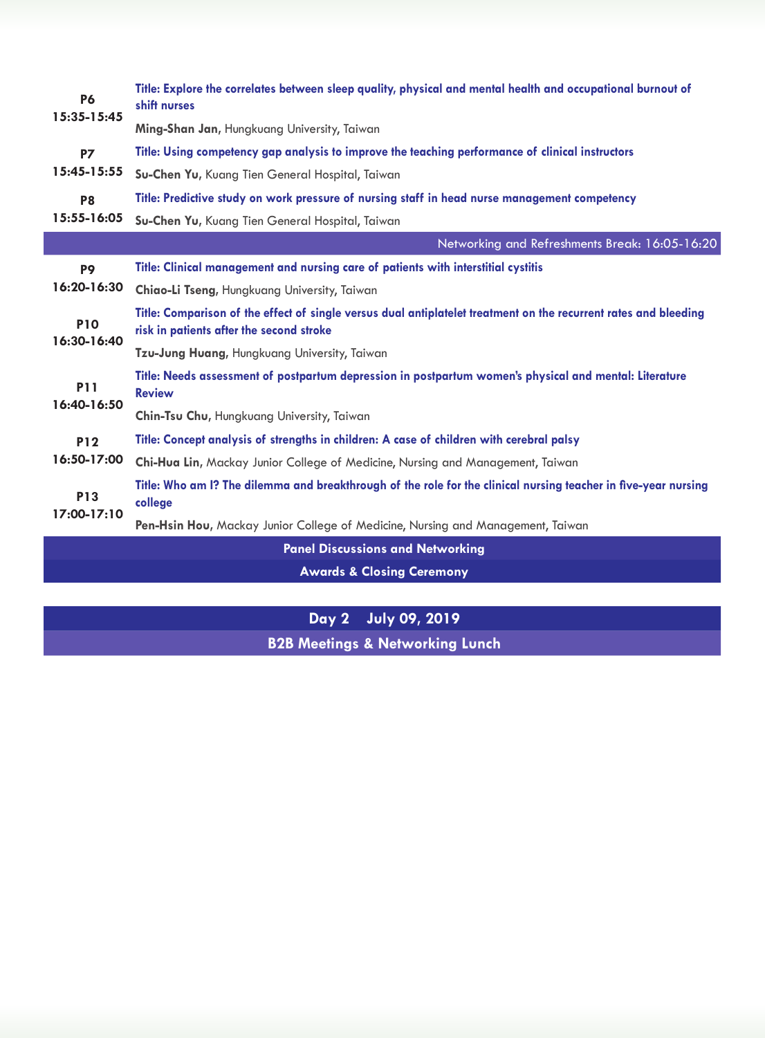| | |
|---|---|
| **P6**<br>**15:35-15:45** | **Title: Explore the correlates between sleep quality, physical and mental health and occupational burnout of shift nurses**<br>**Ming-Shan Jan**, Hungkuang University, Taiwan |
| **P7**<br>**15:45-15:55** | **Title: Using competency gap analysis to improve the teaching performance of clinical instructors**<br>**Su-Chen Yu**, Kuang Tien General Hospital, Taiwan |
| **P8**<br>**15:55-16:05** | **Title: Predictive study on work pressure of nursing staff in head nurse management competency**<br>**Su-Chen Yu**, Kuang Tien General Hospital, Taiwan |
| | Networking and Refreshments Break: 16:05-16:20 |
| **P9**<br>**16:20-16:30** | **Title: Clinical management and nursing care of patients with interstitial cystitis**<br>**Chiao-Li Tseng**, Hungkuang University, Taiwan |
| **P10**<br>**16:30-16:40** | **Title: Comparison of the effect of single versus dual antiplatelet treatment on the recurrent rates and bleeding risk in patients after the second stroke**<br>**Tzu-Jung Huang**, Hungkuang University, Taiwan |
| **P11**<br>**16:40-16:50** | **Title: Needs assessment of postpartum depression in postpartum women's physical and mental: Literature Review**<br>**Chin-Tsu Chu**, Hungkuang University, Taiwan |
| **P12**<br>**16:50-17:00** | **Title: Concept analysis of strengths in children: A case of children with cerebral palsy**<br>**Chi-Hua Lin**, Mackay Junior College of Medicine, Nursing and Management, Taiwan |
| **P13**<br>**17:00-17:10** | **Title: Who am I? The dilemma and breakthrough of the role for the clinical nursing teacher in five-year nursing college**<br>**Pen-Hsin Hou**, Mackay Junior College of Medicine, Nursing and Management, Taiwan |

**Panel Discussions and Networking**

**Awards & Closing Ceremony**

## Day 2 July 09, 2019

**B2B Meetings & Networking Lunch**